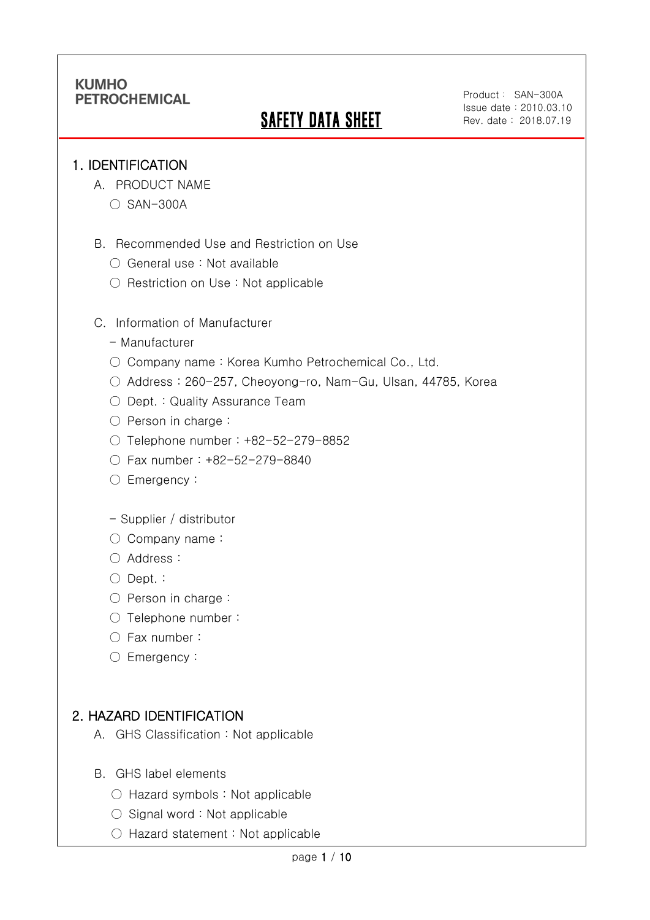KUMHO PETROCHEMICAL

# SAFETY DATA SHEET

Product : SAN-300A
Issue date : 2010.03.10
Rev. date : 2018.07.19

## 1. IDENTIFICATION

A. PRODUCT NAME

- ○ SAN-300A

B. Recommended Use and Restriction on Use

- ○ General use : Not available
- ○ Restriction on Use : Not applicable

C. Information of Manufacturer

- Manufacturer
  - ○ Company name : Korea Kumho Petrochemical Co., Ltd.
  - ○ Address : 260-257, Cheoyong-ro, Nam-Gu, Ulsan, 44785, Korea
  - ○ Dept. : Quality Assurance Team
  - ○ Person in charge :
  - ○ Telephone number : +82-52-279-8852
  - ○ Fax number : +82-52-279-8840
  - ○ Emergency :

- Supplier / distributor
  - ○ Company name :
  - ○ Address :
  - ○ Dept. :
  - ○ Person in charge :
  - ○ Telephone number :
  - ○ Fax number :
  - ○ Emergency :

## 2. HAZARD IDENTIFICATION

A. GHS Classification : Not applicable

B. GHS label elements

- ○ Hazard symbols : Not applicable
- ○ Signal word : Not applicable
- ○ Hazard statement : Not applicable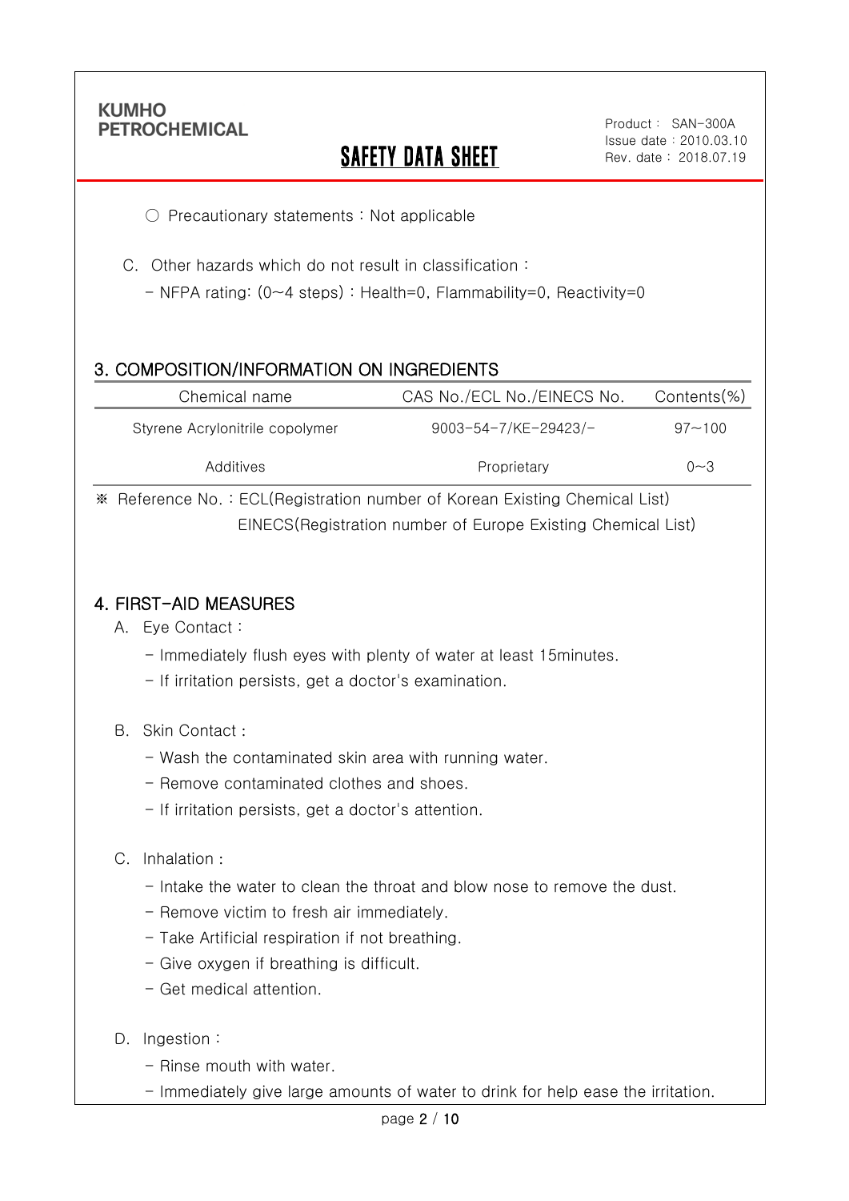○ Precautionary statements : Not applicable

C. Other hazards which do not result in classification :

- NFPA rating: (0~4 steps) : Health=0, Flammability=0, Reactivity=0

## 3. COMPOSITION/INFORMATION ON INGREDIENTS

| Chemical name | CAS No./ECL No./EINECS No. | Contents(%) |
|---|---|---|
| Styrene Acrylonitrile copolymer | 9003-54-7/KE-29423/- | 97~100 |
| Additives | Proprietary | 0~3 |

※ Reference No. : ECL(Registration number of Korean Existing Chemical List)
EINECS(Registration number of Europe Existing Chemical List)

## 4. FIRST-AID MEASURES

A. Eye Contact :

- Immediately flush eyes with plenty of water at least 15minutes.
- If irritation persists, get a doctor's examination.

B. Skin Contact :

- Wash the contaminated skin area with running water.
- Remove contaminated clothes and shoes.
- If irritation persists, get a doctor's attention.

C. Inhalation :

- Intake the water to clean the throat and blow nose to remove the dust.
- Remove victim to fresh air immediately.
- Take Artificial respiration if not breathing.
- Give oxygen if breathing is difficult.
- Get medical attention.

D. Ingestion :

- Rinse mouth with water.
- Immediately give large amounts of water to drink for help ease the irritation.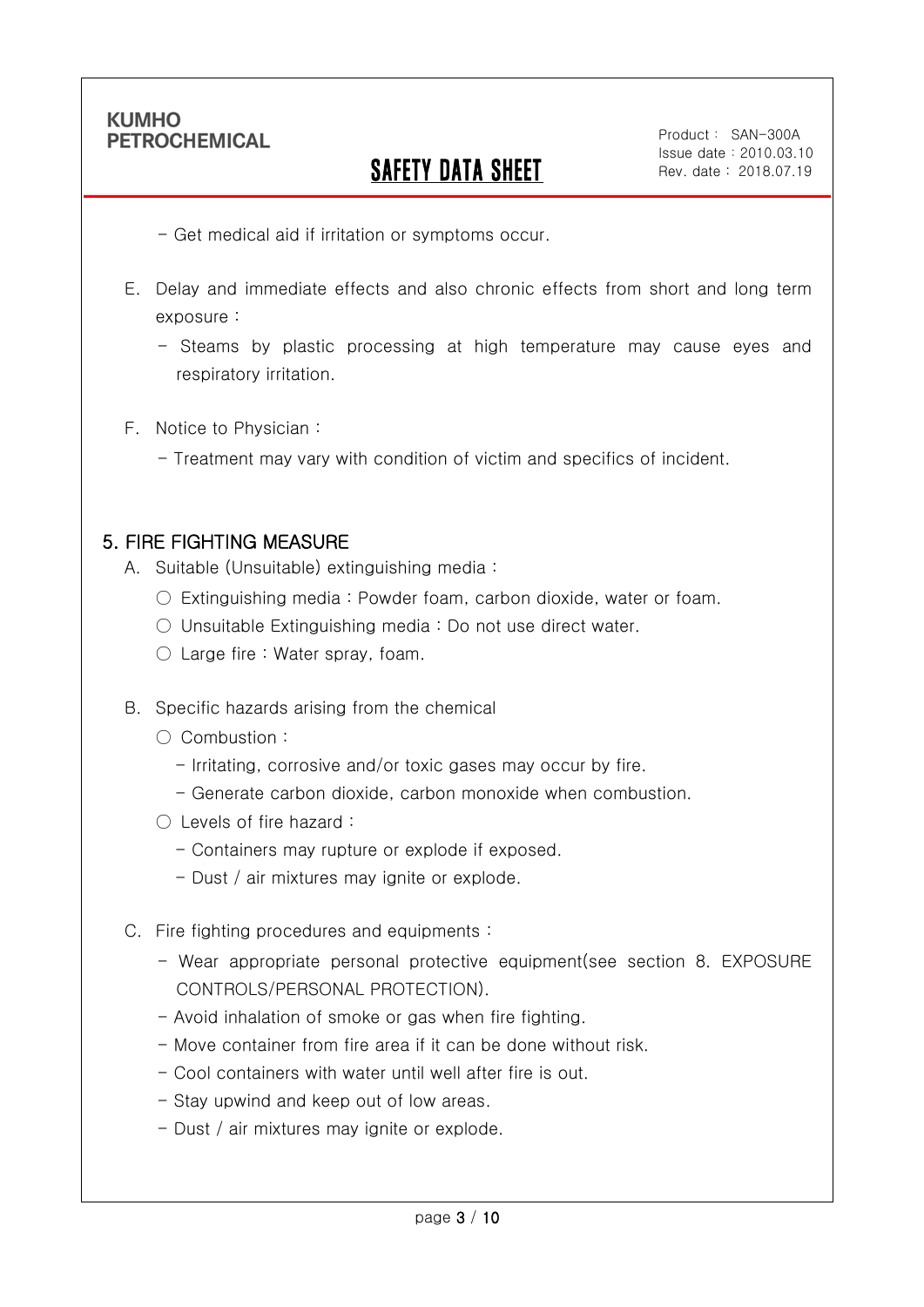- Get medical aid if irritation or symptoms occur.

E. Delay and immediate effects and also chronic effects from short and long term exposure :

   - Steams by plastic processing at high temperature may cause eyes and respiratory irritation.

F. Notice to Physician :

   - Treatment may vary with condition of victim and specifics of incident.

## 5. FIRE FIGHTING MEASURE

A. Suitable (Unsuitable) extinguishing media :

   ○ Extinguishing media : Powder foam, carbon dioxide, water or foam.

   ○ Unsuitable Extinguishing media : Do not use direct water.

   ○ Large fire : Water spray, foam.

B. Specific hazards arising from the chemical

   ○ Combustion :

   - Irritating, corrosive and/or toxic gases may occur by fire.
   - Generate carbon dioxide, carbon monoxide when combustion.

   ○ Levels of fire hazard :

   - Containers may rupture or explode if exposed.
   - Dust / air mixtures may ignite or explode.

C. Fire fighting procedures and equipments :

   - Wear appropriate personal protective equipment(see section 8. EXPOSURE CONTROLS/PERSONAL PROTECTION).
   - Avoid inhalation of smoke or gas when fire fighting.
   - Move container from fire area if it can be done without risk.
   - Cool containers with water until well after fire is out.
   - Stay upwind and keep out of low areas.
   - Dust / air mixtures may ignite or explode.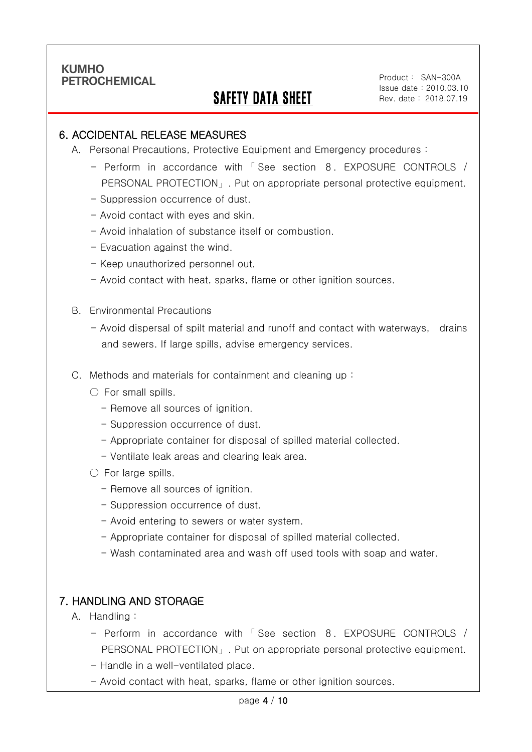## 6. ACCIDENTAL RELEASE MEASURES

A. Personal Precautions, Protective Equipment and Emergency procedures :

- Perform in accordance with 「See section 8. EXPOSURE CONTROLS / PERSONAL PROTECTION」. Put on appropriate personal protective equipment.
- Suppression occurrence of dust.
- Avoid contact with eyes and skin.
- Avoid inhalation of substance itself or combustion.
- Evacuation against the wind.
- Keep unauthorized personnel out.
- Avoid contact with heat, sparks, flame or other ignition sources.

B. Environmental Precautions

- Avoid dispersal of spilt material and runoff and contact with waterways, drains and sewers. If large spills, advise emergency services.

C. Methods and materials for containment and cleaning up :

○ For small spills.

- Remove all sources of ignition.
- Suppression occurrence of dust.
- Appropriate container for disposal of spilled material collected.
- Ventilate leak areas and clearing leak area.

○ For large spills.

- Remove all sources of ignition.
- Suppression occurrence of dust.
- Avoid entering to sewers or water system.
- Appropriate container for disposal of spilled material collected.
- Wash contaminated area and wash off used tools with soap and water.

## 7. HANDLING AND STORAGE

A. Handling :

- Perform in accordance with 「See section 8. EXPOSURE CONTROLS / PERSONAL PROTECTION」. Put on appropriate personal protective equipment.
- Handle in a well-ventilated place.
- Avoid contact with heat, sparks, flame or other ignition sources.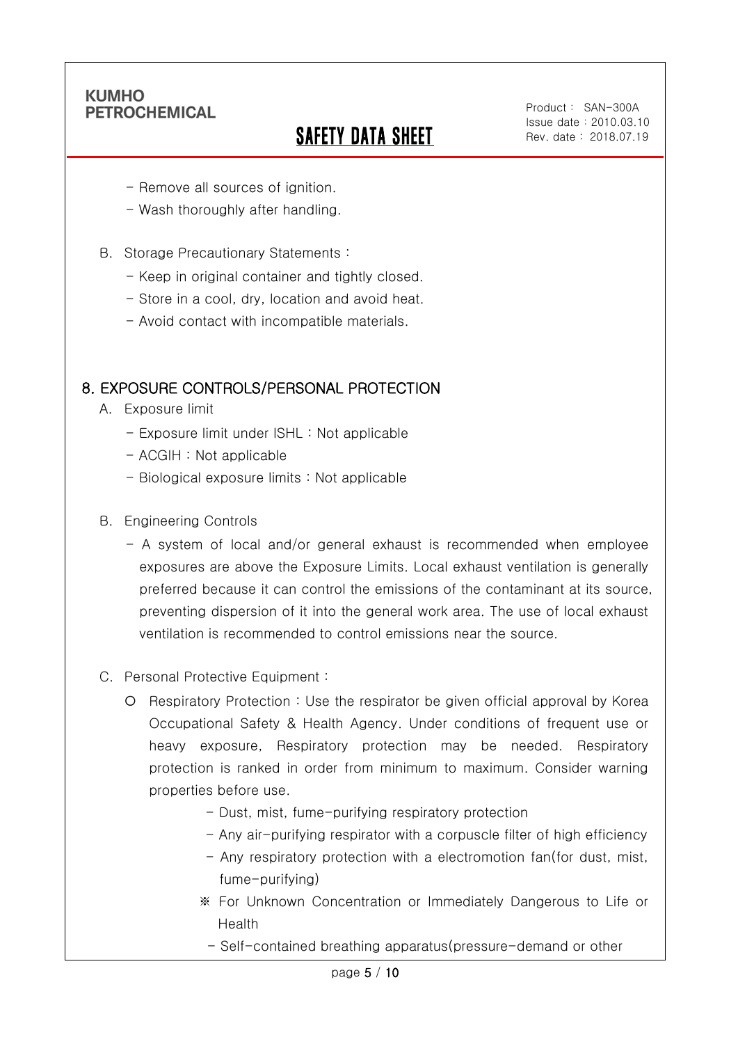- Remove all sources of ignition.
- Wash thoroughly after handling.

B. Storage Precautionary Statements :

- Keep in original container and tightly closed.
- Store in a cool, dry, location and avoid heat.
- Avoid contact with incompatible materials.

## 8. EXPOSURE CONTROLS/PERSONAL PROTECTION

A. Exposure limit

- Exposure limit under ISHL : Not applicable
- ACGIH : Not applicable
- Biological exposure limits : Not applicable

B. Engineering Controls

- A system of local and/or general exhaust is recommended when employee exposures are above the Exposure Limits. Local exhaust ventilation is generally preferred because it can control the emissions of the contaminant at its source, preventing dispersion of it into the general work area. The use of local exhaust ventilation is recommended to control emissions near the source.

C. Personal Protective Equipment :

○ Respiratory Protection : Use the respirator be given official approval by Korea Occupational Safety & Health Agency. Under conditions of frequent use or heavy exposure, Respiratory protection may be needed. Respiratory protection is ranked in order from minimum to maximum. Consider warning properties before use.

- Dust, mist, fume-purifying respiratory protection
- Any air-purifying respirator with a corpuscle filter of high efficiency
- Any respiratory protection with a electromotion fan(for dust, mist, fume-purifying)

※ For Unknown Concentration or Immediately Dangerous to Life or Health

- Self-contained breathing apparatus(pressure-demand or other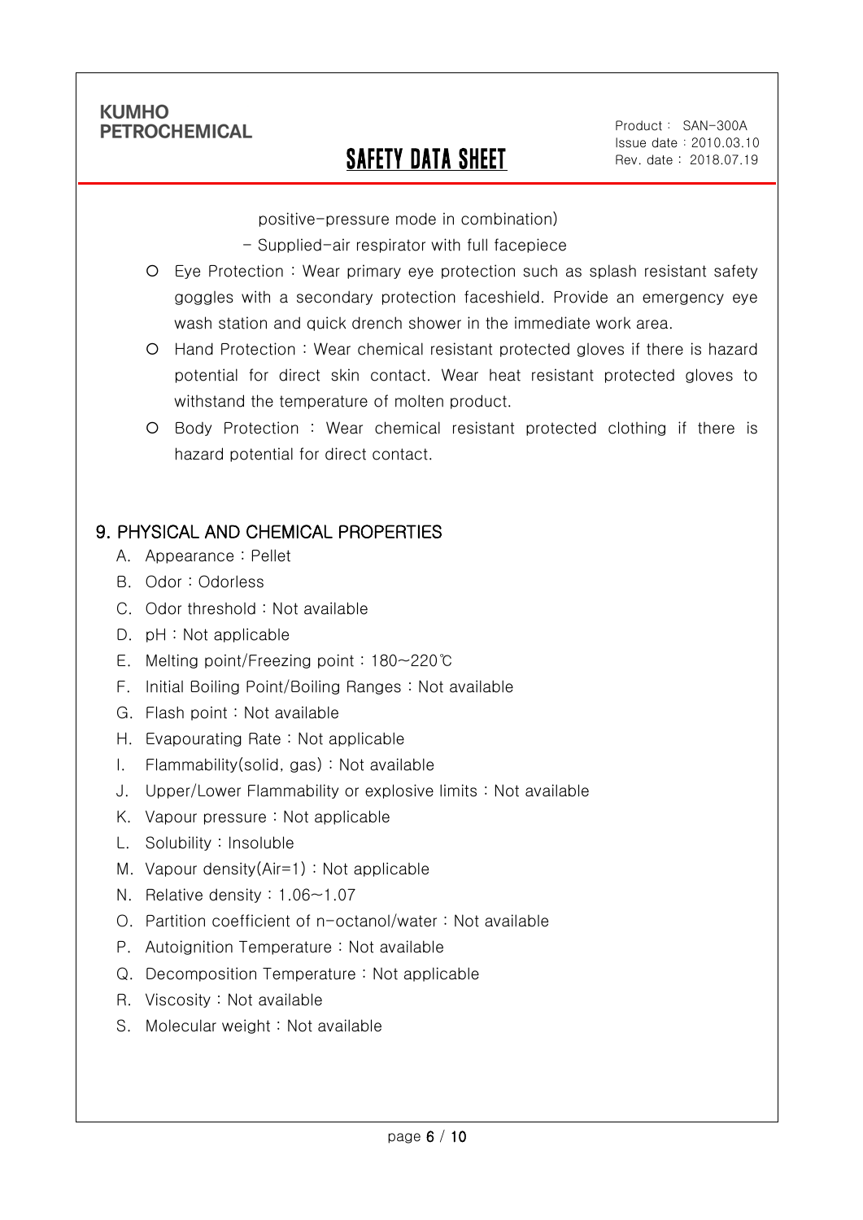positive-pressure mode in combination)

- Supplied-air respirator with full facepiece

- Eye Protection : Wear primary eye protection such as splash resistant safety goggles with a secondary protection faceshield. Provide an emergency eye wash station and quick drench shower in the immediate work area.
- Hand Protection : Wear chemical resistant protected gloves if there is hazard potential for direct skin contact. Wear heat resistant protected gloves to withstand the temperature of molten product.
- Body Protection : Wear chemical resistant protected clothing if there is hazard potential for direct contact.

## 9. PHYSICAL AND CHEMICAL PROPERTIES

A. Appearance : Pellet
B. Odor : Odorless
C. Odor threshold : Not available
D. pH : Not applicable
E. Melting point/Freezing point : 180~220℃
F. Initial Boiling Point/Boiling Ranges : Not available
G. Flash point : Not available
H. Evapourating Rate : Not applicable
I. Flammability(solid, gas) : Not available
J. Upper/Lower Flammability or explosive limits : Not available
K. Vapour pressure : Not applicable
L. Solubility : Insoluble
M. Vapour density(Air=1) : Not applicable
N. Relative density : 1.06~1.07
O. Partition coefficient of n-octanol/water : Not available
P. Autoignition Temperature : Not available
Q. Decomposition Temperature : Not applicable
R. Viscosity : Not available
S. Molecular weight : Not available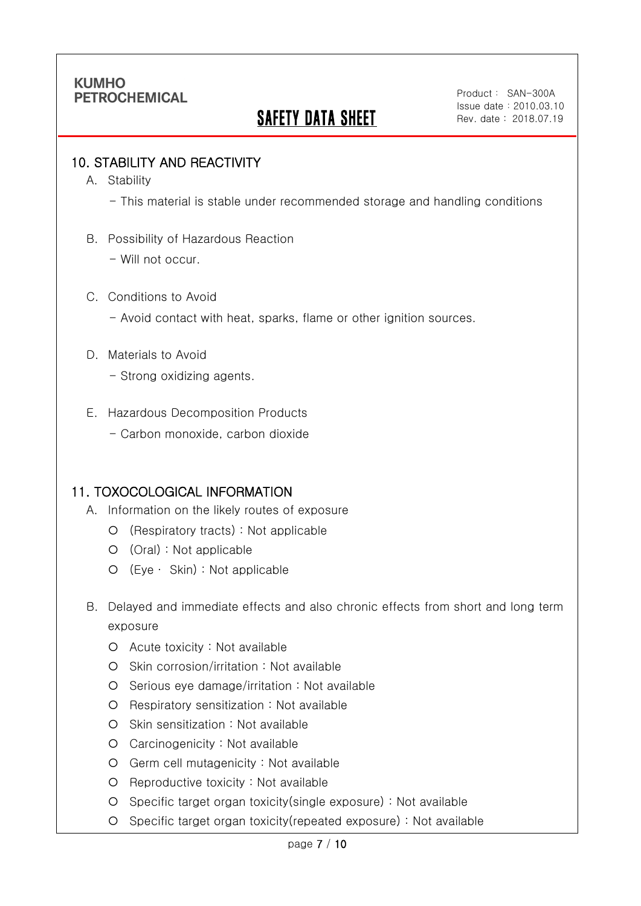## 10. STABILITY AND REACTIVITY

A. Stability

- This material is stable under recommended storage and handling conditions

B. Possibility of Hazardous Reaction

- Will not occur.

C. Conditions to Avoid

- Avoid contact with heat, sparks, flame or other ignition sources.

D. Materials to Avoid

- Strong oxidizing agents.

E. Hazardous Decomposition Products

- Carbon monoxide, carbon dioxide

## 11. TOXOCOLOGICAL INFORMATION

A. Information on the likely routes of exposure

- (Respiratory tracts) : Not applicable
- (Oral) : Not applicable
- (Eye · Skin) : Not applicable

B. Delayed and immediate effects and also chronic effects from short and long term exposure

- Acute toxicity : Not available
- Skin corrosion/irritation : Not available
- Serious eye damage/irritation : Not available
- Respiratory sensitization : Not available
- Skin sensitization : Not available
- Carcinogenicity : Not available
- Germ cell mutagenicity : Not available
- Reproductive toxicity : Not available
- Specific target organ toxicity(single exposure) : Not available
- Specific target organ toxicity(repeated exposure) : Not available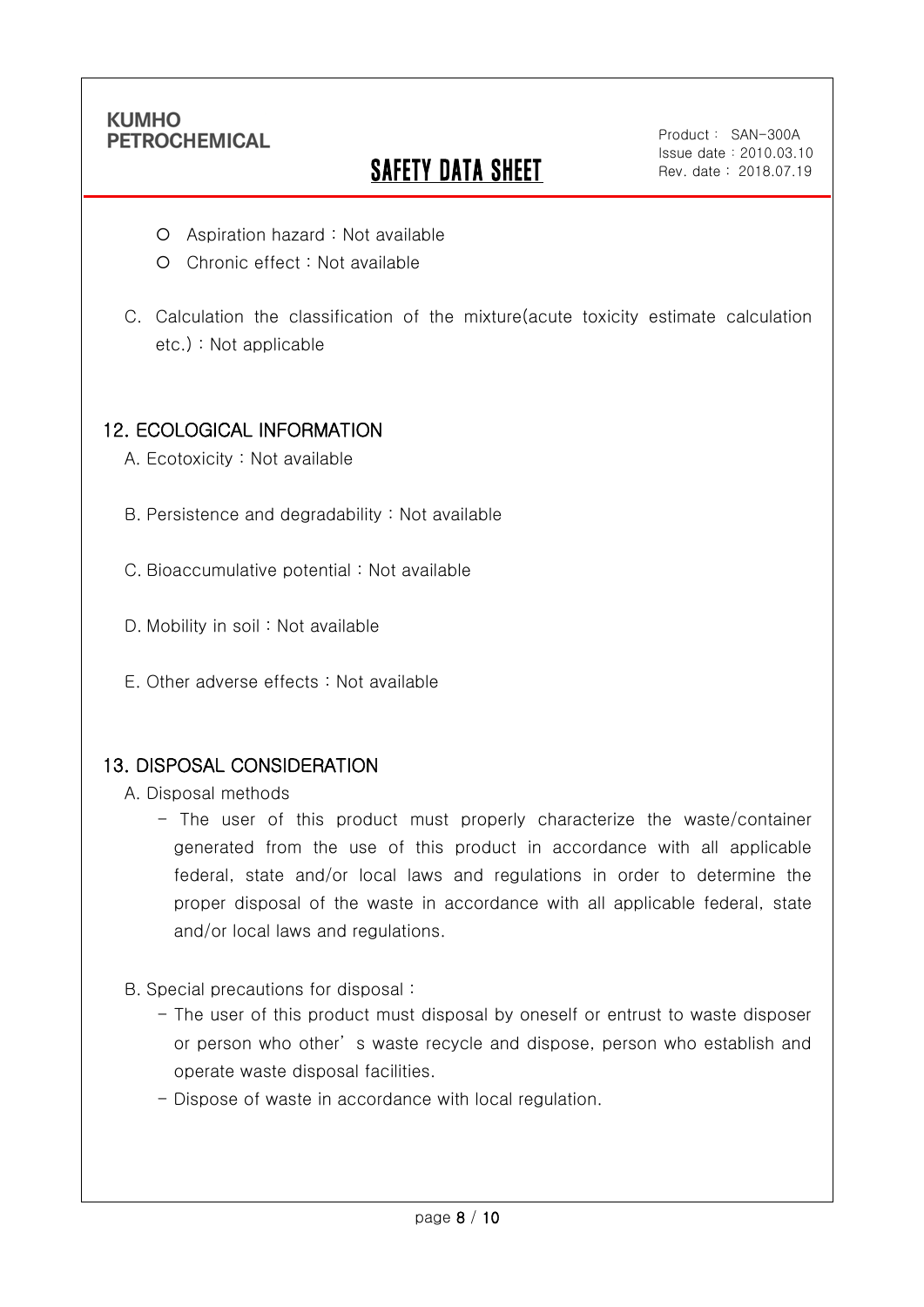- Aspiration hazard : Not available
- Chronic effect : Not available

C. Calculation the classification of the mixture(acute toxicity estimate calculation etc.) : Not applicable

## 12. ECOLOGICAL INFORMATION

A. Ecotoxicity : Not available

B. Persistence and degradability : Not available

C. Bioaccumulative potential : Not available

D. Mobility in soil : Not available

E. Other adverse effects : Not available

## 13. DISPOSAL CONSIDERATION

A. Disposal methods

- The user of this product must properly characterize the waste/container generated from the use of this product in accordance with all applicable federal, state and/or local laws and regulations in order to determine the proper disposal of the waste in accordance with all applicable federal, state and/or local laws and regulations.

B. Special precautions for disposal :

- The user of this product must disposal by oneself or entrust to waste disposer or person who other' s waste recycle and dispose, person who establish and operate waste disposal facilities.
- Dispose of waste in accordance with local regulation.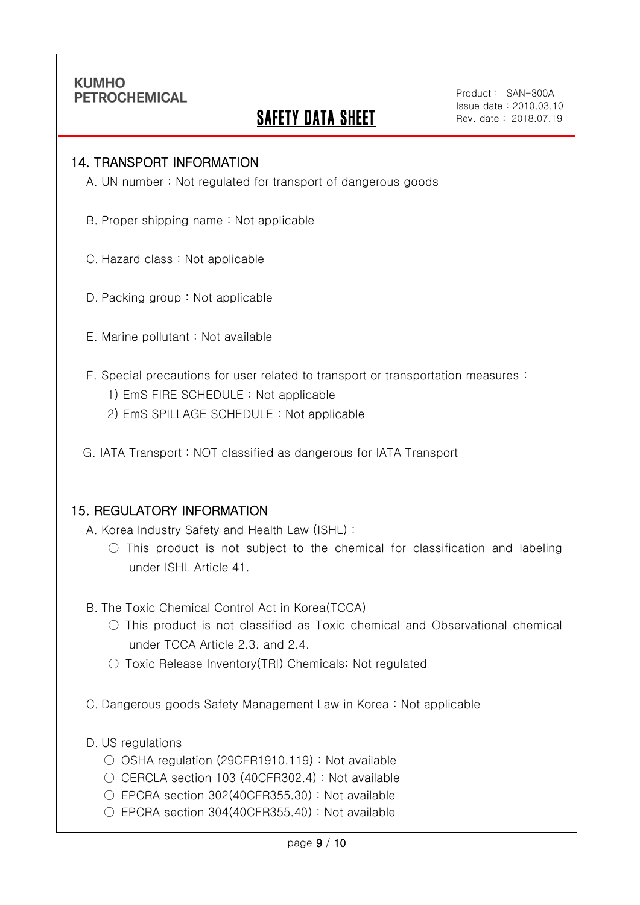## 14. TRANSPORT INFORMATION

A. UN number : Not regulated for transport of dangerous goods

B. Proper shipping name : Not applicable

C. Hazard class : Not applicable

D. Packing group : Not applicable

E. Marine pollutant : Not available

F. Special precautions for user related to transport or transportation measures :

1) EmS FIRE SCHEDULE : Not applicable
2) EmS SPILLAGE SCHEDULE : Not applicable

G. IATA Transport : NOT classified as dangerous for IATA Transport

## 15. REGULATORY INFORMATION

A. Korea Industry Safety and Health Law (ISHL) :

○ This product is not subject to the chemical for classification and labeling under ISHL Article 41.

B. The Toxic Chemical Control Act in Korea(TCCA)

○ This product is not classified as Toxic chemical and Observational chemical under TCCA Article 2.3. and 2.4.

○ Toxic Release Inventory(TRI) Chemicals: Not regulated

C. Dangerous goods Safety Management Law in Korea : Not applicable

D. US regulations

○ OSHA regulation (29CFR1910.119) : Not available
○ CERCLA section 103 (40CFR302.4) : Not available
○ EPCRA section 302(40CFR355.30) : Not available
○ EPCRA section 304(40CFR355.40) : Not available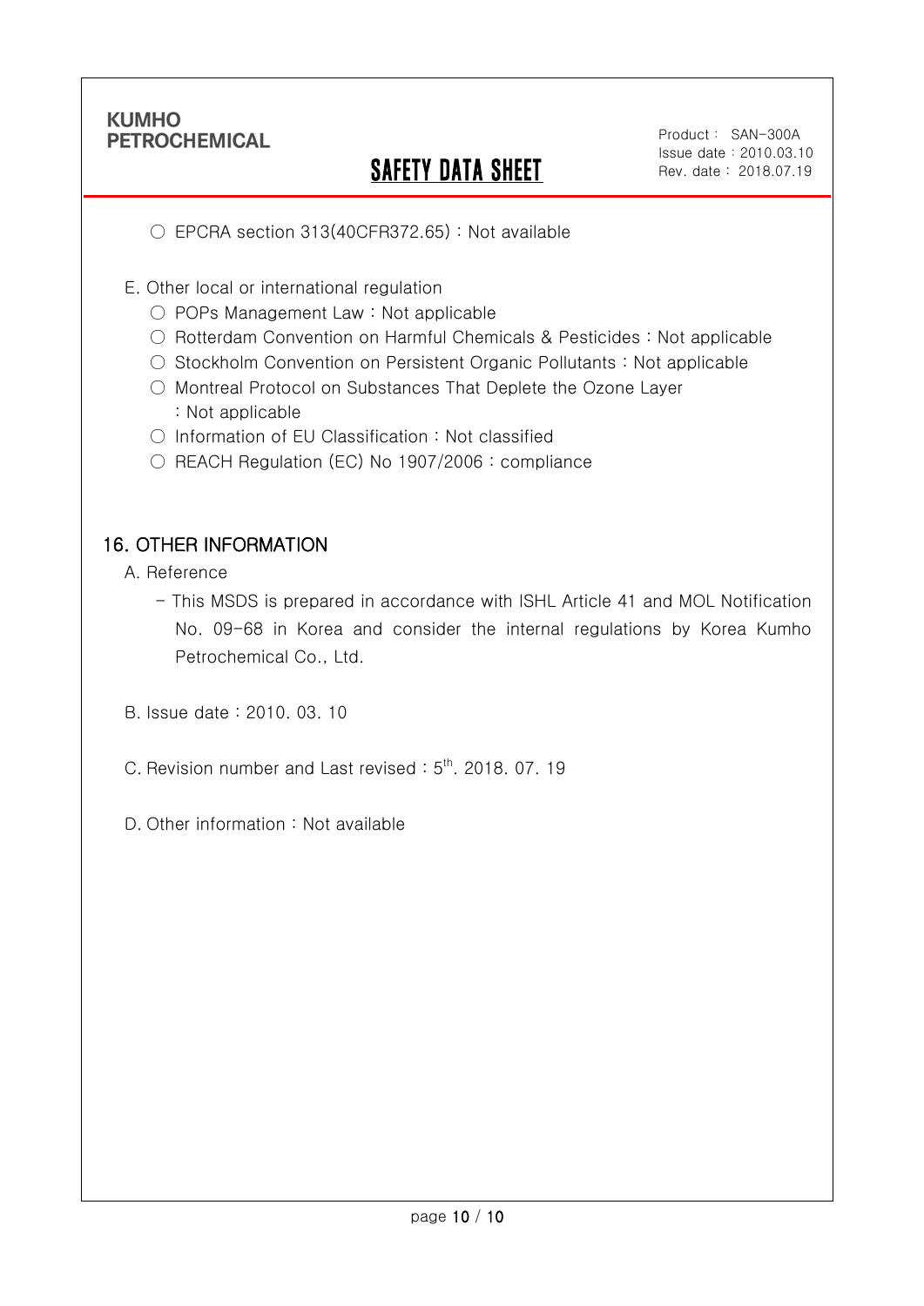○ EPCRA section 313(40CFR372.65) : Not available

E. Other local or international regulation

- ○ POPs Management Law : Not applicable
- ○ Rotterdam Convention on Harmful Chemicals & Pesticides : Not applicable
- ○ Stockholm Convention on Persistent Organic Pollutants : Not applicable
- ○ Montreal Protocol on Substances That Deplete the Ozone Layer : Not applicable
- ○ Information of EU Classification : Not classified
- ○ REACH Regulation (EC) No 1907/2006 : compliance

## 16. OTHER INFORMATION

A. Reference

- This MSDS is prepared in accordance with ISHL Article 41 and MOL Notification No. 09-68 in Korea and consider the internal regulations by Korea Kumho Petrochemical Co., Ltd.

B. Issue date : 2010. 03. 10

C. Revision number and Last revised : 5$^{th}$. 2018. 07. 19

D. Other information : Not available